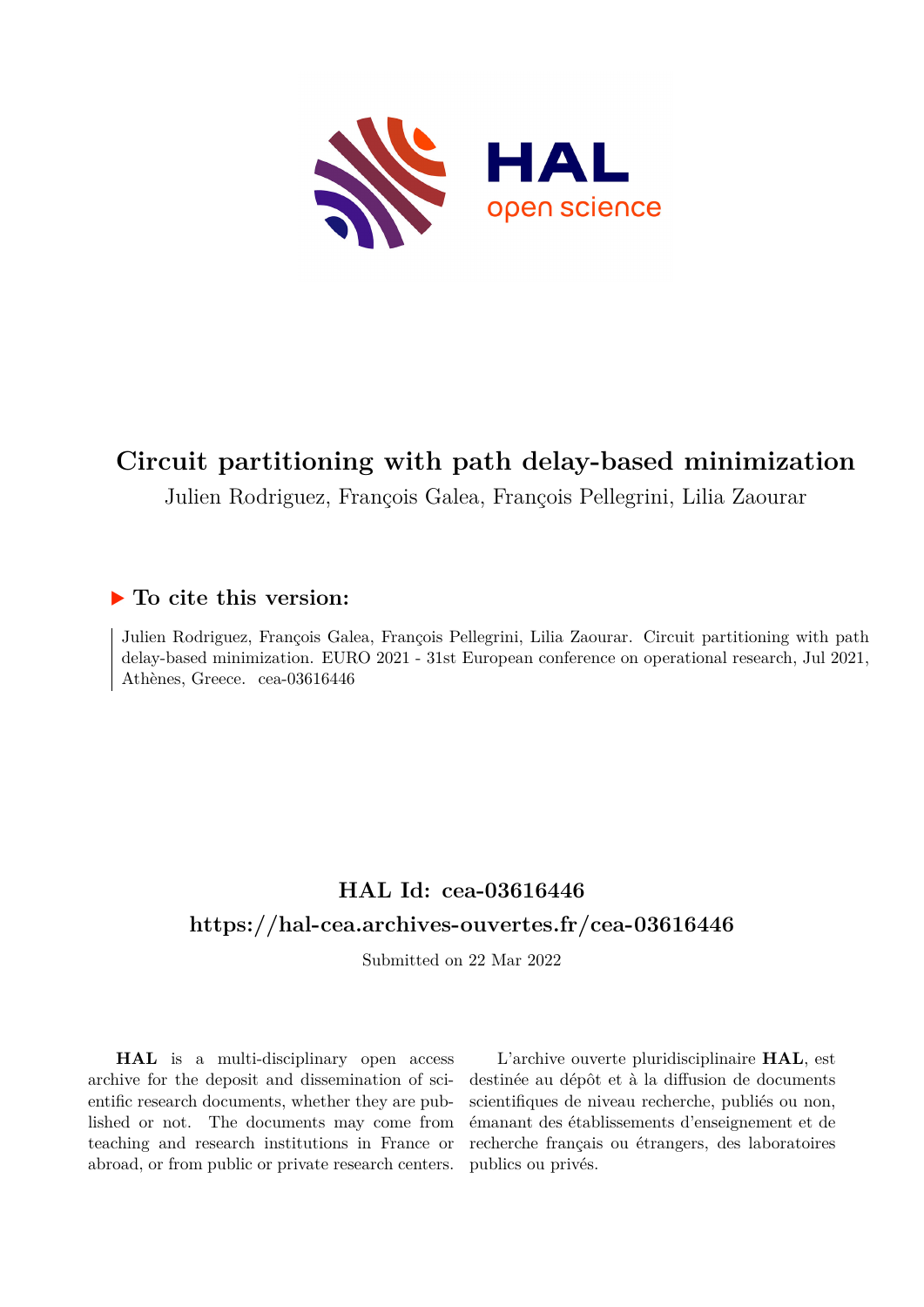# Circuit partitioning with path delay-based minimization

Julien Rodriguez, François Galea, François Pellegrini, Lilia Zaourar

## ▶ To cite this version:

Julien Rodriguez, François Galea, François Pellegrini, Lilia Zaourar. Circuit partitioning with path delay-based minimization. EURO 2021 - 31st European conference on operational research, Jul 2021, Athènes, Greece. cea-03616446

## HAL Id: cea-03616446

## https://hal-cea.archives-ouvertes.fr/cea-03616446

Submitted on 22 Mar 2022

**HAL** is a multi-disciplinary open access archive for the deposit and dissemination of scientific research documents, whether they are published or not. The documents may come from teaching and research institutions in France or abroad, or from public or private research centers.

L'archive ouverte pluridisciplinaire **HAL**, est destinée au dépôt et à la diffusion de documents scientifiques de niveau recherche, publiés ou non, émanant des établissements d'enseignement et de recherche français ou étrangers, des laboratoires publics ou privés.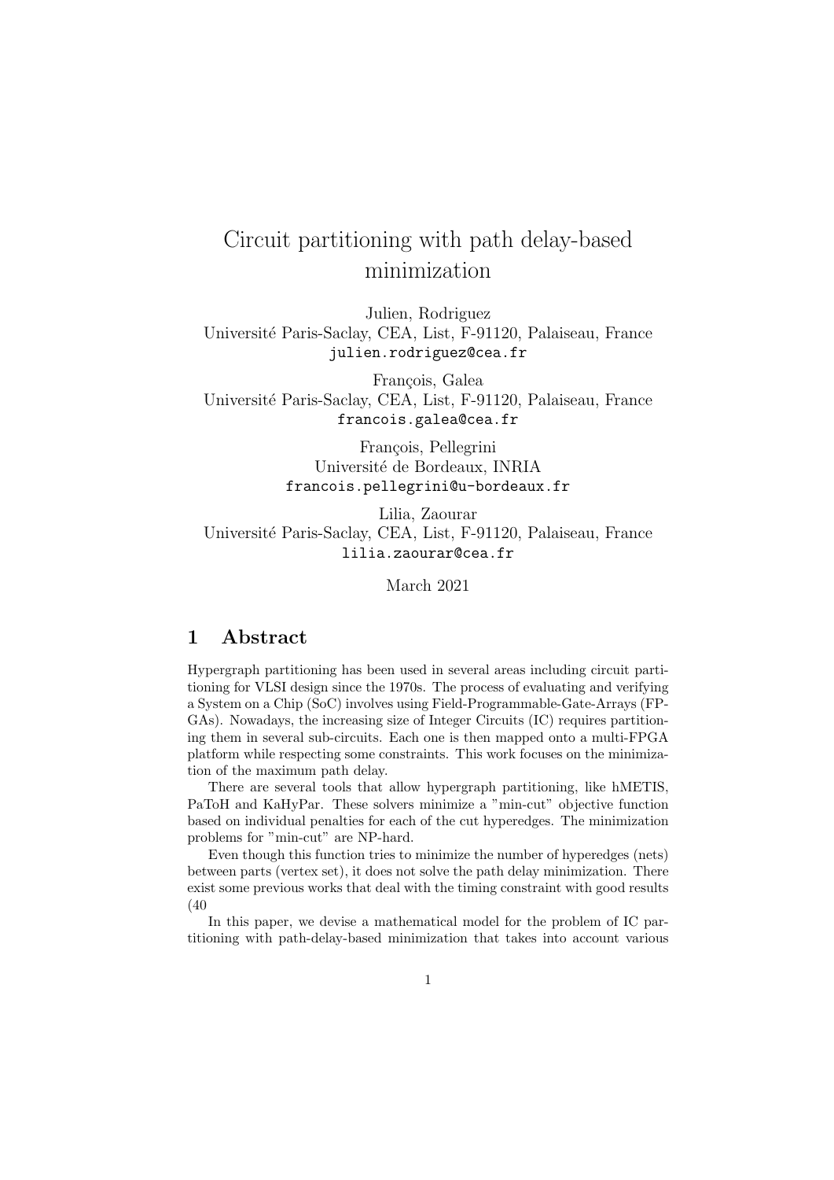# Circuit partitioning with path delay-based minimization

Julien, Rodriguez
Université Paris-Saclay, CEA, List, F-91120, Palaiseau, France
julien.rodriguez@cea.fr

François, Galea
Université Paris-Saclay, CEA, List, F-91120, Palaiseau, France
francois.galea@cea.fr

François, Pellegrini
Université de Bordeaux, INRIA
francois.pellegrini@u-bordeaux.fr

Lilia, Zaourar
Université Paris-Saclay, CEA, List, F-91120, Palaiseau, France
lilia.zaourar@cea.fr

March 2021

## 1 Abstract

Hypergraph partitioning has been used in several areas including circuit partitioning for VLSI design since the 1970s. The process of evaluating and verifying a System on a Chip (SoC) involves using Field-Programmable-Gate-Arrays (FPGAs). Nowadays, the increasing size of Integer Circuits (IC) requires partitioning them in several sub-circuits. Each one is then mapped onto a multi-FPGA platform while respecting some constraints. This work focuses on the minimization of the maximum path delay.

There are several tools that allow hypergraph partitioning, like hMETIS, PaToH and KaHyPar. These solvers minimize a "min-cut" objective function based on individual penalties for each of the cut hyperedges. The minimization problems for "min-cut" are NP-hard.

Even though this function tries to minimize the number of hyperedges (nets) between parts (vertex set), it does not solve the path delay minimization. There exist some previous works that deal with the timing constraint with good results (40

In this paper, we devise a mathematical model for the problem of IC partitioning with path-delay-based minimization that takes into account various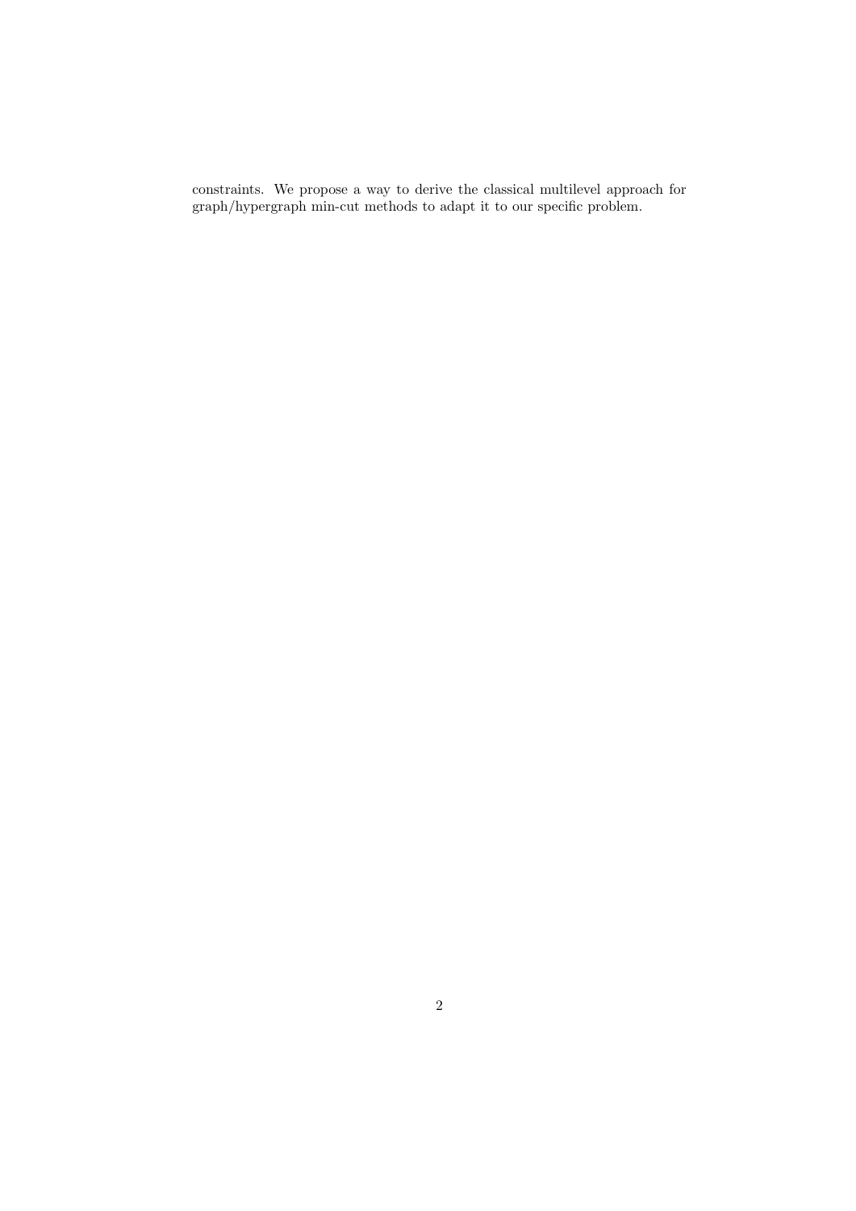constraints. We propose a way to derive the classical multilevel approach for graph/hypergraph min-cut methods to adapt it to our specific problem.